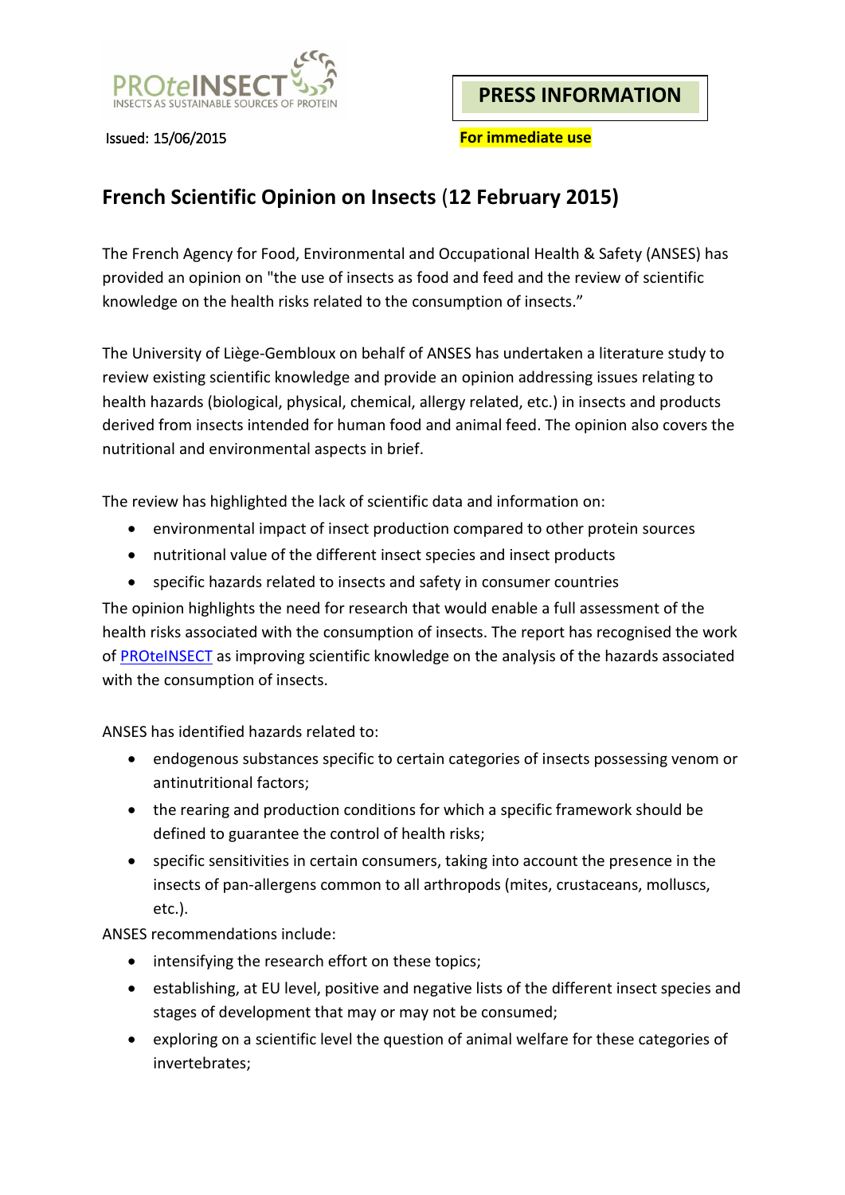PROteINSECT
INSECTS AS SUSTAINABLE SOURCES OF PROTEIN

**PRESS INFORMATION**

Issued: 15/06/2015

**For immediate use**

## French Scientific Opinion on Insects (12 February 2015)

The French Agency for Food, Environmental and Occupational Health & Safety (ANSES) has provided an opinion on "the use of insects as food and feed and the review of scientific knowledge on the health risks related to the consumption of insects."

The University of Liège-Gembloux on behalf of ANSES has undertaken a literature study to review existing scientific knowledge and provide an opinion addressing issues relating to health hazards (biological, physical, chemical, allergy related, etc.) in insects and products derived from insects intended for human food and animal feed. The opinion also covers the nutritional and environmental aspects in brief.

The review has highlighted the lack of scientific data and information on:

- environmental impact of insect production compared to other protein sources
- nutritional value of the different insect species and insect products
- specific hazards related to insects and safety in consumer countries

The opinion highlights the need for research that would enable a full assessment of the health risks associated with the consumption of insects. The report has recognised the work of PROteINSECT as improving scientific knowledge on the analysis of the hazards associated with the consumption of insects.

ANSES has identified hazards related to:

- endogenous substances specific to certain categories of insects possessing venom or antinutritional factors;
- the rearing and production conditions for which a specific framework should be defined to guarantee the control of health risks;
- specific sensitivities in certain consumers, taking into account the presence in the insects of pan-allergens common to all arthropods (mites, crustaceans, molluscs, etc.).

ANSES recommendations include:

- intensifying the research effort on these topics;
- establishing, at EU level, positive and negative lists of the different insect species and stages of development that may or may not be consumed;
- exploring on a scientific level the question of animal welfare for these categories of invertebrates;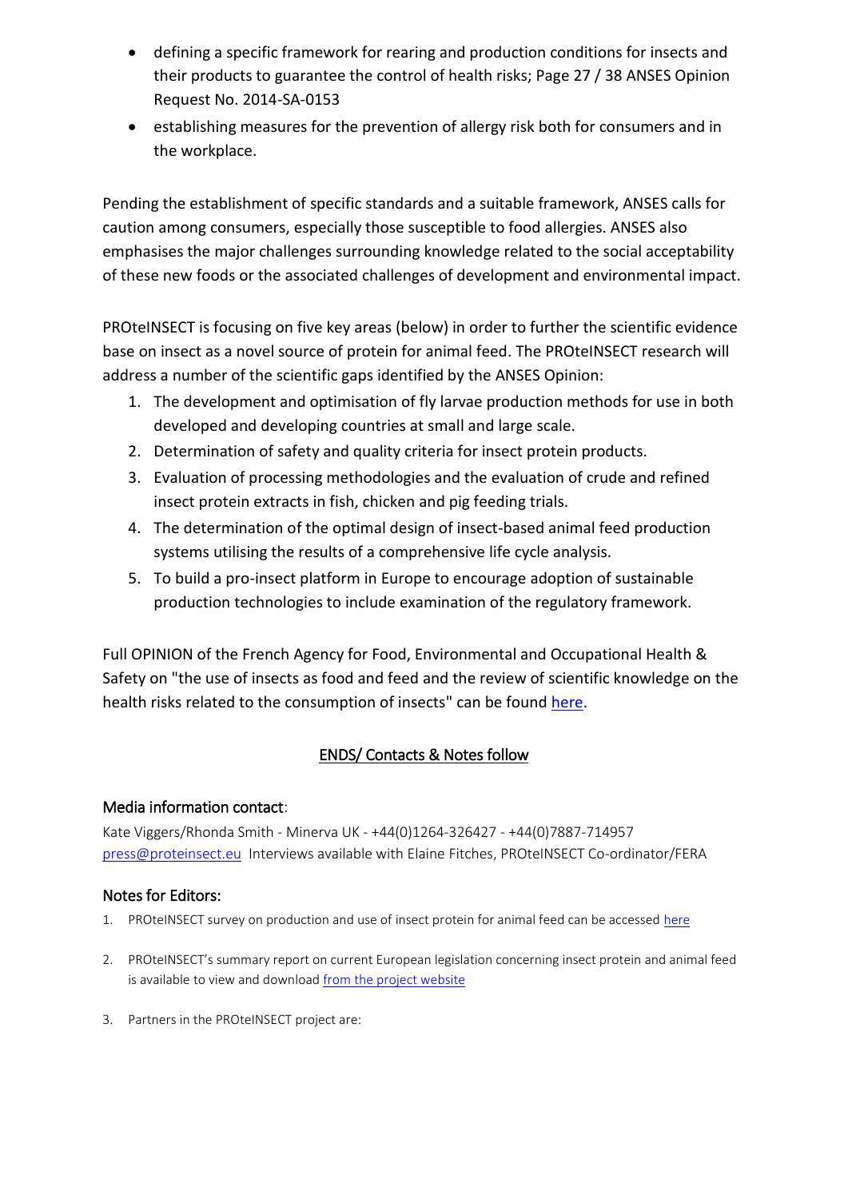- defining a specific framework for rearing and production conditions for insects and their products to guarantee the control of health risks; Page 27 / 38 ANSES Opinion Request No. 2014-SA-0153
- establishing measures for the prevention of allergy risk both for consumers and in the workplace.

Pending the establishment of specific standards and a suitable framework, ANSES calls for caution among consumers, especially those susceptible to food allergies. ANSES also emphasises the major challenges surrounding knowledge related to the social acceptability of these new foods or the associated challenges of development and environmental impact.

PROteINSECT is focusing on five key areas (below) in order to further the scientific evidence base on insect as a novel source of protein for animal feed. The PROteINSECT research will address a number of the scientific gaps identified by the ANSES Opinion:

1. The development and optimisation of fly larvae production methods for use in both developed and developing countries at small and large scale.
2. Determination of safety and quality criteria for insect protein products.
3. Evaluation of processing methodologies and the evaluation of crude and refined insect protein extracts in fish, chicken and pig feeding trials.
4. The determination of the optimal design of insect-based animal feed production systems utilising the results of a comprehensive life cycle analysis.
5. To build a pro-insect platform in Europe to encourage adoption of sustainable production technologies to include examination of the regulatory framework.

Full OPINION of the French Agency for Food, Environmental and Occupational Health & Safety on "the use of insects as food and feed and the review of scientific knowledge on the health risks related to the consumption of insects" can be found here.

ENDS/ Contacts & Notes follow

### Media information contact:

Kate Viggers/Rhonda Smith - Minerva UK - +44(0)1264-326427 - +44(0)7887-714957
press@proteinsect.eu Interviews available with Elaine Fitches, PROteINSECT Co-ordinator/FERA

### Notes for Editors:

1. PROteINSECT survey on production and use of insect protein for animal feed can be accessed here
2. PROteINSECT's summary report on current European legislation concerning insect protein and animal feed is available to view and download from the project website
3. Partners in the PROteINSECT project are: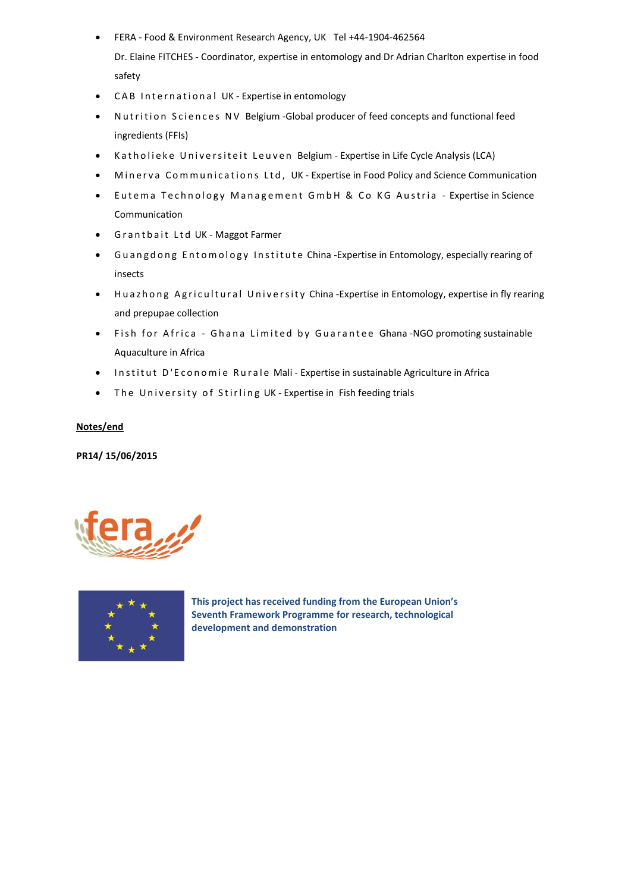- FERA - Food & Environment Research Agency, UK Tel +44-1904-462564
  Dr. Elaine FITCHES - Coordinator, expertise in entomology and Dr Adrian Charlton expertise in food safety
- CAB International UK - Expertise in entomology
- Nutrition Sciences NV Belgium -Global producer of feed concepts and functional feed ingredients (FFIs)
- Katholieke Universiteit Leuven Belgium - Expertise in Life Cycle Analysis (LCA)
- Minerva Communications Ltd, UK - Expertise in Food Policy and Science Communication
- Eutema Technology Management GmbH & Co KG Austria - Expertise in Science Communication
- Grantbait Ltd UK - Maggot Farmer
- Guangdong Entomology Institute China -Expertise in Entomology, especially rearing of insects
- Huazhong Agricultural University China -Expertise in Entomology, expertise in fly rearing and prepupae collection
- Fish for Africa - Ghana Limited by Guarantee Ghana -NGO promoting sustainable Aquaculture in Africa
- Institut D'Economie Rurale Mali - Expertise in sustainable Agriculture in Africa
- The University of Stirling UK - Expertise in Fish feeding trials

**Notes/end**

**PR14/ 15/06/2015**

fera

**This project has received funding from the European Union's Seventh Framework Programme for research, technological development and demonstration**